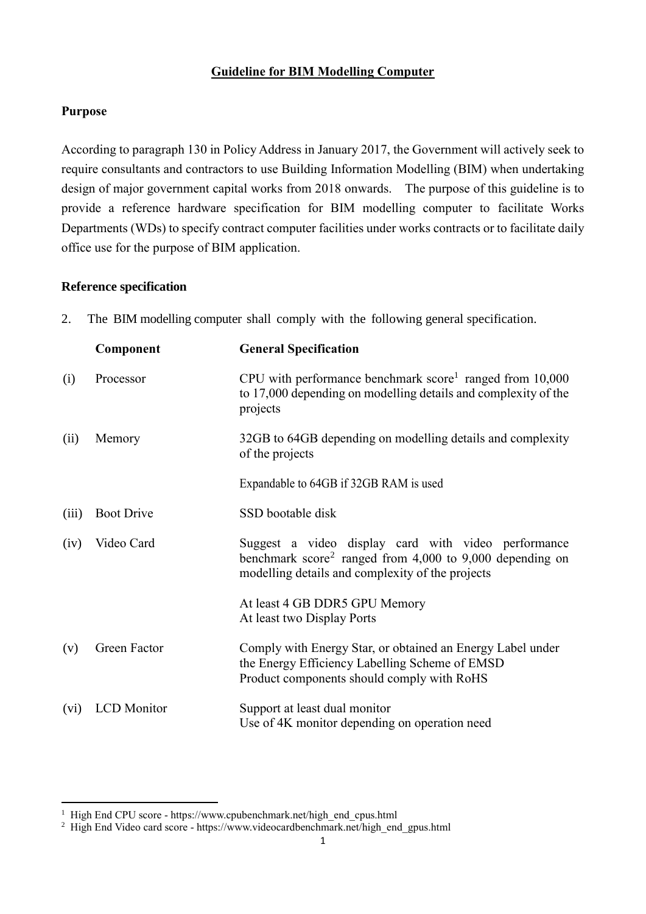# Guideline for BIM Modelling Computer

## Purpose

According to paragraph 130 in Policy Address in January 2017, the Government will actively seek to require consultants and contractors to use Building Information Modelling (BIM) when undertaking design of major government capital works from 2018 onwards. The purpose of this guideline is to provide a reference hardware specification for BIM modelling computer to facilitate Works Departments (WDs) to specify contract computer facilities under works contracts or to facilitate daily office use for the purpose of BIM application.

## Reference specification

2. The BIM modelling computer shall comply with the following general specification.

| | Component | General Specification |
|---|---|---|
| (i) | Processor | CPU with performance benchmark score[1] ranged from 10,000 to 17,000 depending on modelling details and complexity of the projects |
| (ii) | Memory | 32GB to 64GB depending on modelling details and complexity of the projects<br><br>Expandable to 64GB if 32GB RAM is used |
| (iii) | Boot Drive | SSD bootable disk |
| (iv) | Video Card | Suggest a video display card with video performance benchmark score[2] ranged from 4,000 to 9,000 depending on modelling details and complexity of the projects<br><br>At least 4 GB DDR5 GPU Memory<br>At least two Display Ports |
| (v) | Green Factor | Comply with Energy Star, or obtained an Energy Label under the Energy Efficiency Labelling Scheme of EMSD<br>Product components should comply with RoHS |
| (vi) | LCD Monitor | Support at least dual monitor<br>Use of 4K monitor depending on operation need |

---

[1] High End CPU score - https://www.cpubenchmark.net/high_end_cpus.html

[2] High End Video card score - https://www.videocardbenchmark.net/high_end_gpus.html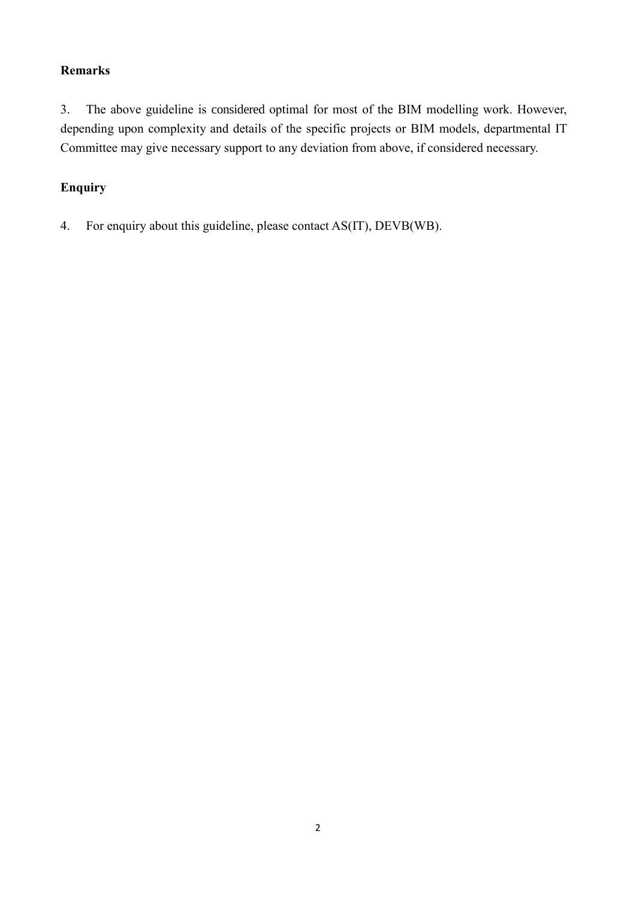**Remarks**

3. The above guideline is considered optimal for most of the BIM modelling work. However, depending upon complexity and details of the specific projects or BIM models, departmental IT Committee may give necessary support to any deviation from above, if considered necessary.

**Enquiry**

4. For enquiry about this guideline, please contact AS(IT), DEVB(WB).